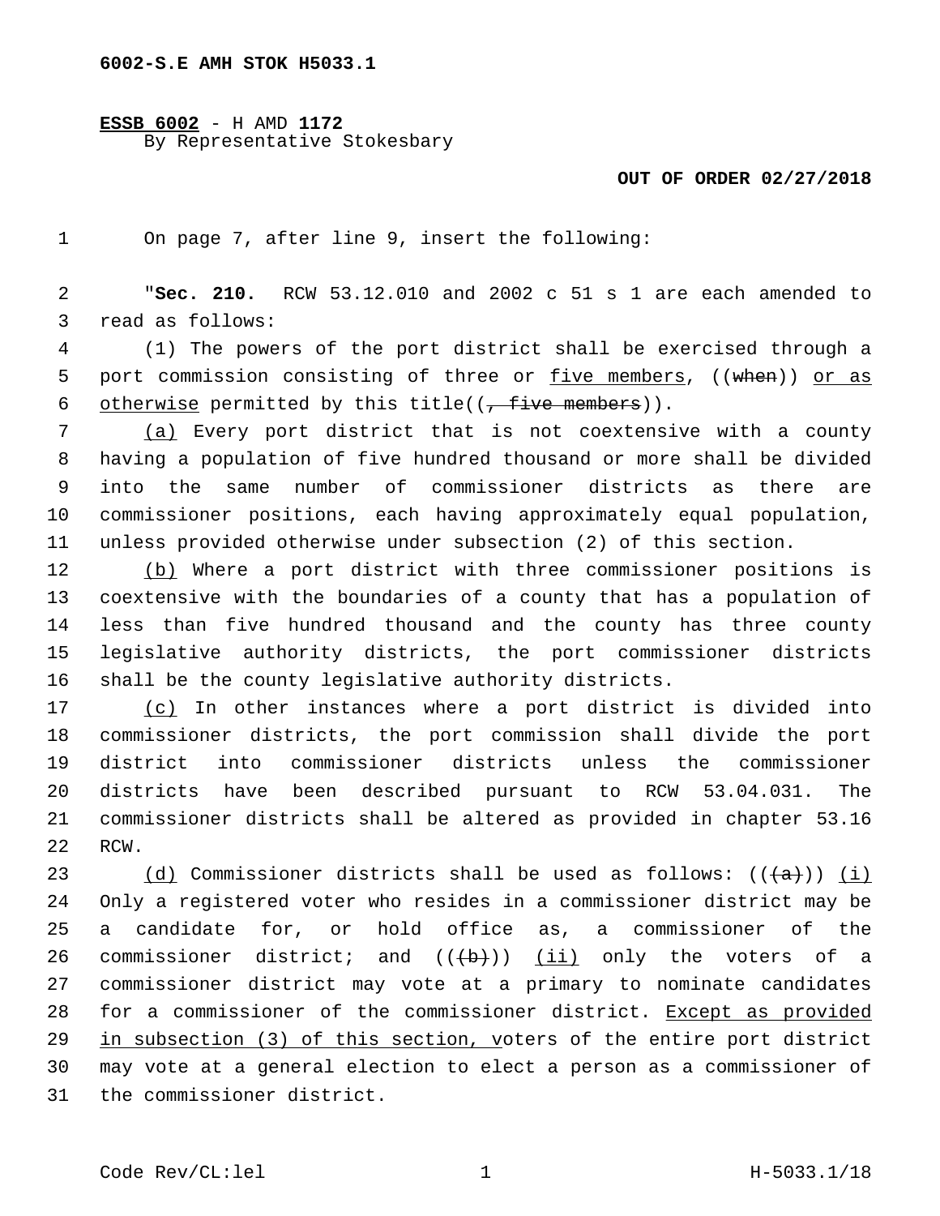6002-S.E AMH STOK H5033.1

**ESSB 6002** - H AMD **1172**
By Representative Stokesbary

**OUT OF ORDER 02/27/2018**

On page 7, after line 9, insert the following:

"**Sec. 210.** RCW 53.12.010 and 2002 c 51 s 1 are each amended to read as follows:

(1) The powers of the port district shall be exercised through a port commission consisting of three or five members, ((when)) or as otherwise permitted by this title((, five members)).

(a) Every port district that is not coextensive with a county having a population of five hundred thousand or more shall be divided into the same number of commissioner districts as there are commissioner positions, each having approximately equal population, unless provided otherwise under subsection (2) of this section.

(b) Where a port district with three commissioner positions is coextensive with the boundaries of a county that has a population of less than five hundred thousand and the county has three county legislative authority districts, the port commissioner districts shall be the county legislative authority districts.

(c) In other instances where a port district is divided into commissioner districts, the port commission shall divide the port district into commissioner districts unless the commissioner districts have been described pursuant to RCW 53.04.031. The commissioner districts shall be altered as provided in chapter 53.16 RCW.

(d) Commissioner districts shall be used as follows: (((a))) (i) Only a registered voter who resides in a commissioner district may be a candidate for, or hold office as, a commissioner of the commissioner district; and (((b))) (ii) only the voters of a commissioner district may vote at a primary to nominate candidates for a commissioner of the commissioner district. Except as provided in subsection (3) of this section, voters of the entire port district may vote at a general election to elect a person as a commissioner of the commissioner district.

Code Rev/CL:lel H-5033.1/18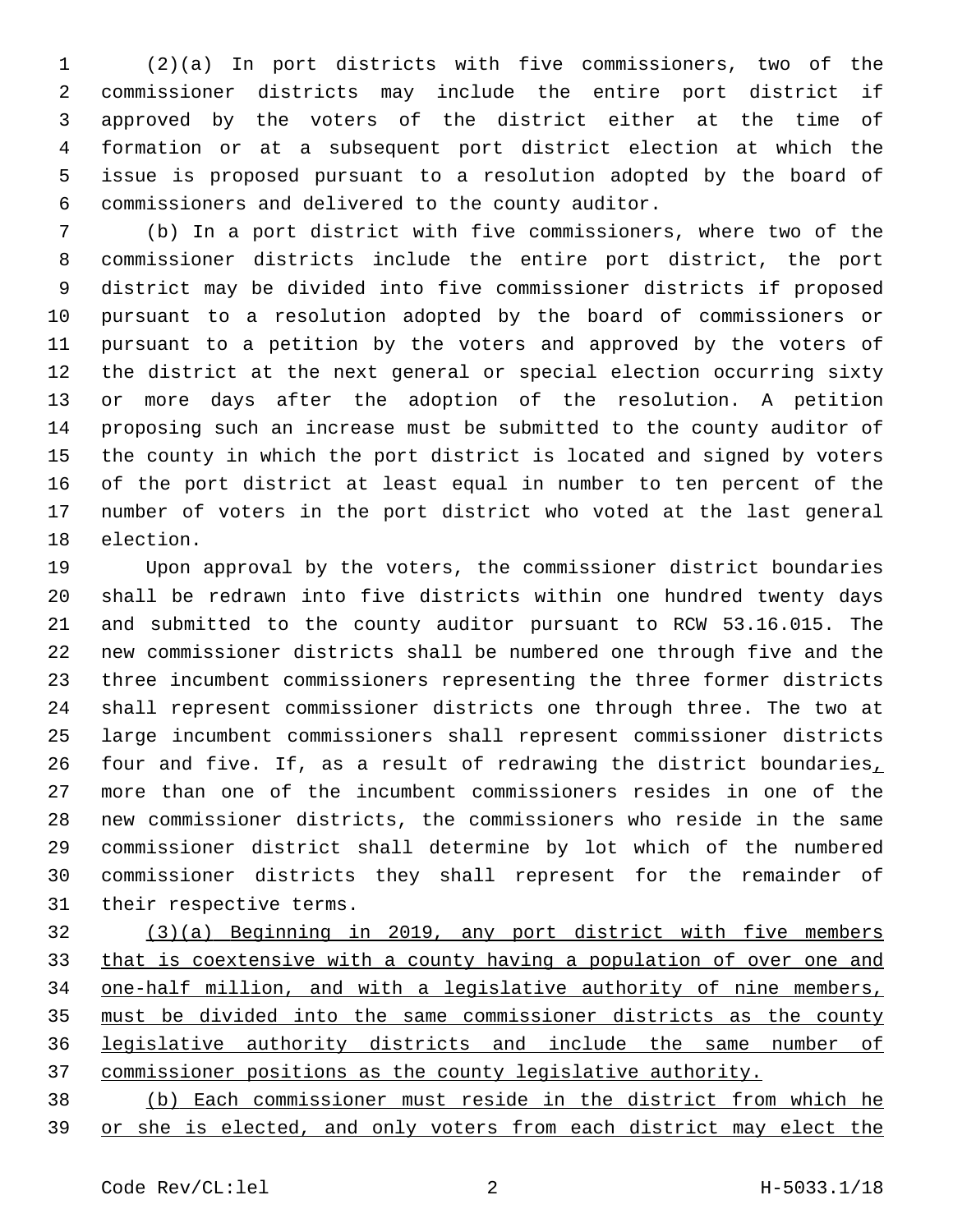(2)(a) In port districts with five commissioners, two of the commissioner districts may include the entire port district if approved by the voters of the district either at the time of formation or at a subsequent port district election at which the issue is proposed pursuant to a resolution adopted by the board of commissioners and delivered to the county auditor.

(b) In a port district with five commissioners, where two of the commissioner districts include the entire port district, the port district may be divided into five commissioner districts if proposed pursuant to a resolution adopted by the board of commissioners or pursuant to a petition by the voters and approved by the voters of the district at the next general or special election occurring sixty or more days after the adoption of the resolution. A petition proposing such an increase must be submitted to the county auditor of the county in which the port district is located and signed by voters of the port district at least equal in number to ten percent of the number of voters in the port district who voted at the last general election.

Upon approval by the voters, the commissioner district boundaries shall be redrawn into five districts within one hundred twenty days and submitted to the county auditor pursuant to RCW 53.16.015. The new commissioner districts shall be numbered one through five and the three incumbent commissioners representing the three former districts shall represent commissioner districts one through three. The two at large incumbent commissioners shall represent commissioner districts four and five. If, as a result of redrawing the district boundaries, more than one of the incumbent commissioners resides in one of the new commissioner districts, the commissioners who reside in the same commissioner district shall determine by lot which of the numbered commissioner districts they shall represent for the remainder of their respective terms.

(3)(a) Beginning in 2019, any port district with five members that is coextensive with a county having a population of over one and one-half million, and with a legislative authority of nine members, must be divided into the same commissioner districts as the county legislative authority districts and include the same number of commissioner positions as the county legislative authority.

(b) Each commissioner must reside in the district from which he or she is elected, and only voters from each district may elect the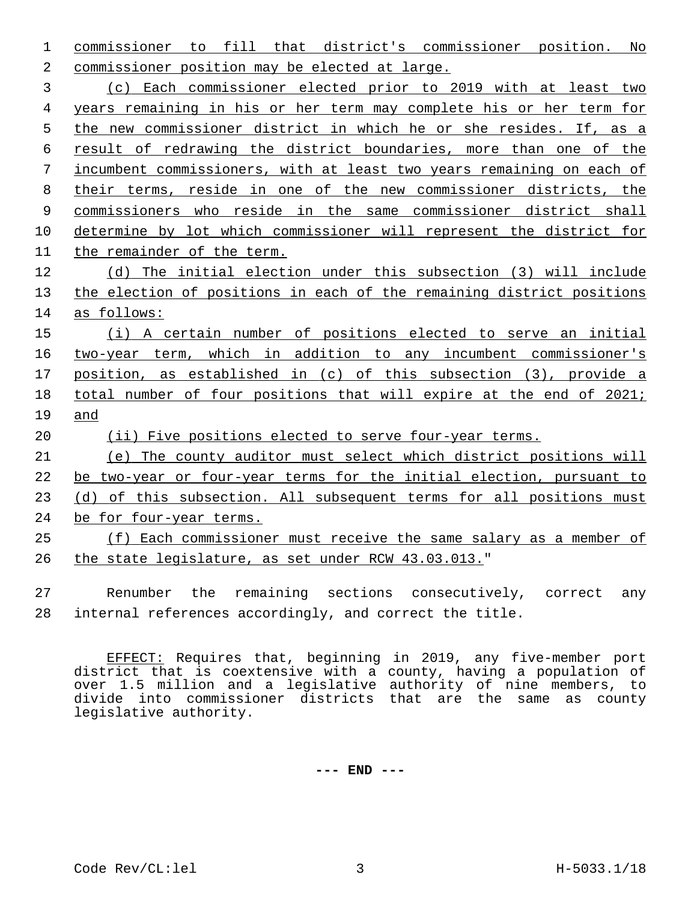commissioner to fill that district's commissioner position. No commissioner position may be elected at large.

(c) Each commissioner elected prior to 2019 with at least two years remaining in his or her term may complete his or her term for the new commissioner district in which he or she resides. If, as a result of redrawing the district boundaries, more than one of the incumbent commissioners, with at least two years remaining on each of their terms, reside in one of the new commissioner districts, the commissioners who reside in the same commissioner district shall determine by lot which commissioner will represent the district for the remainder of the term.

(d) The initial election under this subsection (3) will include the election of positions in each of the remaining district positions as follows:

(i) A certain number of positions elected to serve an initial two-year term, which in addition to any incumbent commissioner's position, as established in (c) of this subsection (3), provide a total number of four positions that will expire at the end of 2021; and

(ii) Five positions elected to serve four-year terms.

(e) The county auditor must select which district positions will be two-year or four-year terms for the initial election, pursuant to (d) of this subsection. All subsequent terms for all positions must be for four-year terms.

(f) Each commissioner must receive the same salary as a member of the state legislature, as set under RCW 43.03.013."

Renumber the remaining sections consecutively, correct any internal references accordingly, and correct the title.

EFFECT: Requires that, beginning in 2019, any five-member port district that is coextensive with a county, having a population of over 1.5 million and a legislative authority of nine members, to divide into commissioner districts that are the same as county legislative authority.

**--- END ---**